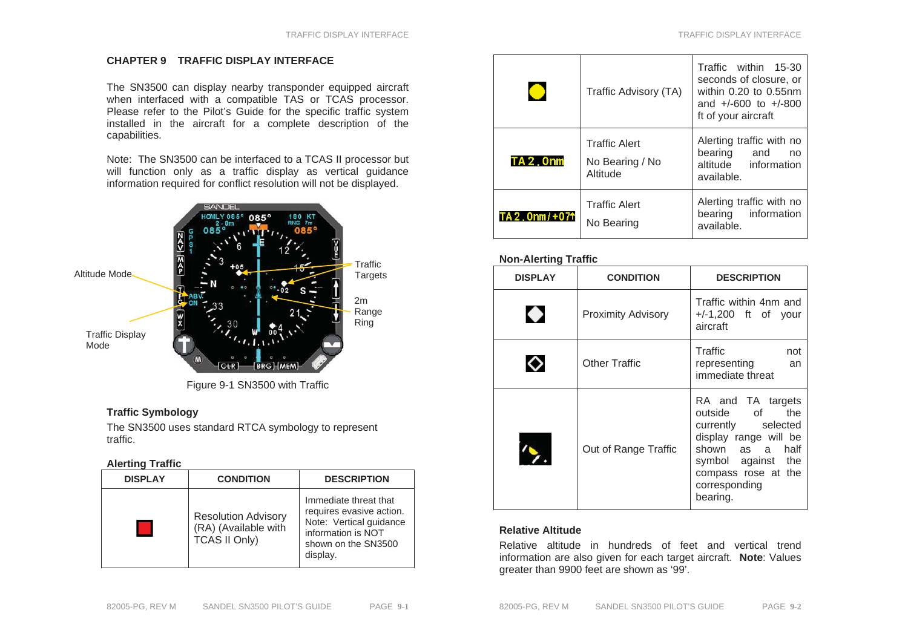## CHAPTER 9 TRAFFIC DISPLAY INTERFACE

The SN3500 can display nearby transponder equipped aircraft when interfaced with a compatible TAS or TCAS processor. Please refer to the Pilot's Guide for the specific traffic system installed in the aircraft for a complete description of the capabilities.

Note: The SN3500 can be interfaced to a TCAS II processor but will function only as a traffic display as vertical guidance information required for conflict resolution will not be displayed.

Altitude Mode

Traffic Display Mode

Traffic Targets

2m Range Ring

Figure 9-1 SN3500 with Traffic

### Traffic Symbology

The SN3500 uses standard RTCA symbology to represent traffic.

#### Alerting Traffic

| DISPLAY | CONDITION | DESCRIPTION |
|---|---|---|
| (red square) | Resolution Advisory (RA) (Available with TCAS II Only) | Immediate threat that requires evasive action. Note: Vertical guidance information is NOT shown on the SN3500 display. |
| (yellow circle) | Traffic Advisory (TA) | Traffic within 15-30 seconds of closure, or within 0.20 to 0.55nm and +/-600 to +/-800 ft of your aircraft |
| TA 2.0nm | Traffic Alert<br>No Bearing / No Altitude | Alerting traffic with no bearing and no altitude information available. |
| TA 2.0nm/+07↑ | Traffic Alert<br>No Bearing | Alerting traffic with no bearing information available. |

#### Non-Alerting Traffic

| DISPLAY | CONDITION | DESCRIPTION |
|---|---|---|
| (filled diamond) | Proximity Advisory | Traffic within 4nm and +/-1,200 ft of your aircraft |
| (hollow diamond) | Other Traffic | Traffic not representing an immediate threat |
| (half symbols) | Out of Range Traffic | RA and TA targets outside of the currently selected display range will be shown as a half symbol against the compass rose at the corresponding bearing. |

#### Relative Altitude

Relative altitude in hundreds of feet and vertical trend information are also given for each target aircraft. **Note**: Values greater than 9900 feet are shown as '99'.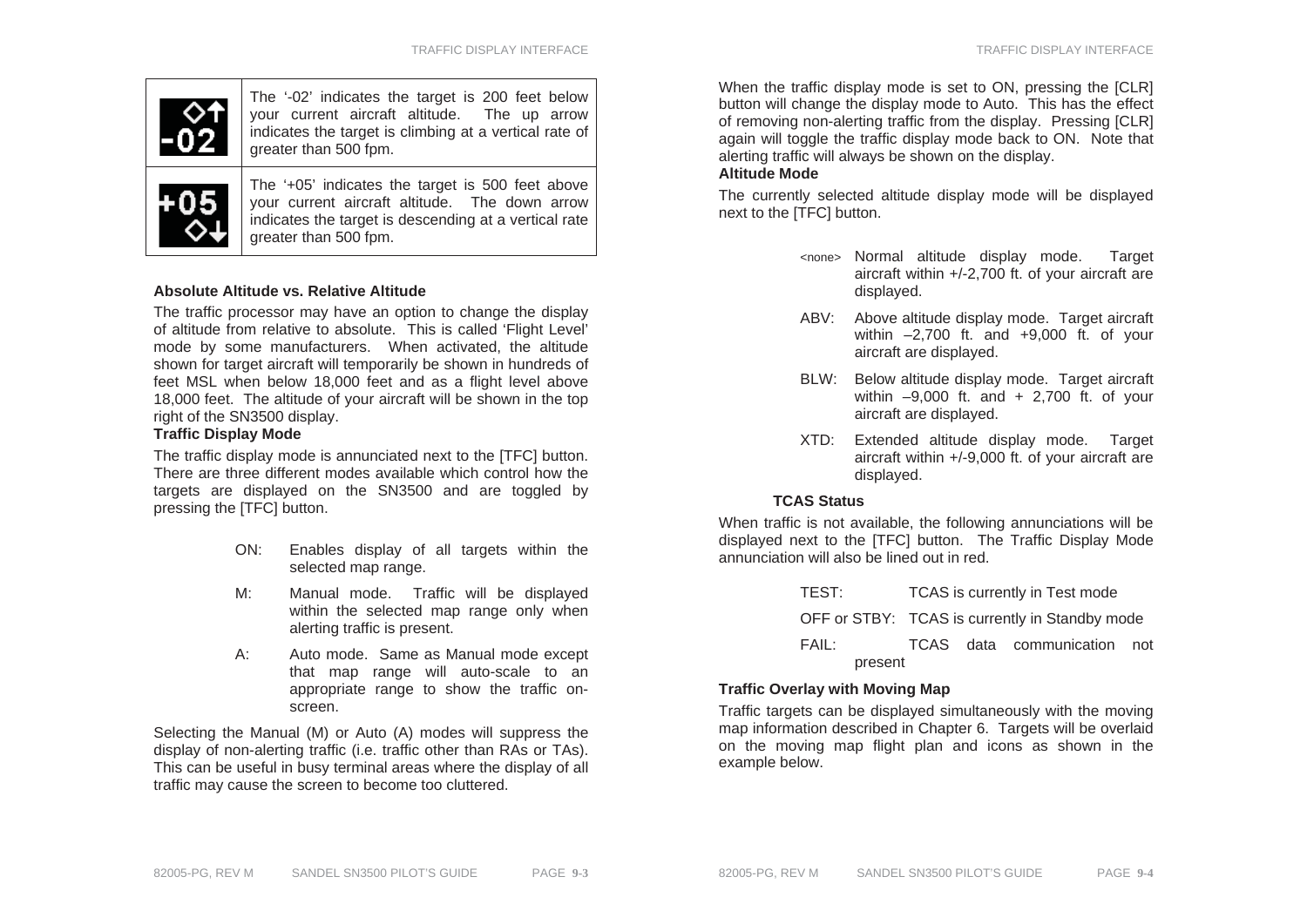| | |
|---|---|
| ◇↑ -02 | The '-02' indicates the target is 200 feet below your current aircraft altitude. The up arrow indicates the target is climbing at a vertical rate of greater than 500 fpm. |
| +05 ◇↓ | The '+05' indicates the target is 500 feet above your current aircraft altitude. The down arrow indicates the target is descending at a vertical rate greater than 500 fpm. |

**Absolute Altitude vs. Relative Altitude**

The traffic processor may have an option to change the display of altitude from relative to absolute. This is called 'Flight Level' mode by some manufacturers. When activated, the altitude shown for target aircraft will temporarily be shown in hundreds of feet MSL when below 18,000 feet and as a flight level above 18,000 feet. The altitude of your aircraft will be shown in the top right of the SN3500 display.

**Traffic Display Mode**

The traffic display mode is annunciated next to the [TFC] button. There are three different modes available which control how the targets are displayed on the SN3500 and are toggled by pressing the [TFC] button.

- ON: Enables display of all targets within the selected map range.
- M: Manual mode. Traffic will be displayed within the selected map range only when alerting traffic is present.
- A: Auto mode. Same as Manual mode except that map range will auto-scale to an appropriate range to show the traffic on-screen.

Selecting the Manual (M) or Auto (A) modes will suppress the display of non-alerting traffic (i.e. traffic other than RAs or TAs). This can be useful in busy terminal areas where the display of all traffic may cause the screen to become too cluttered.

When the traffic display mode is set to ON, pressing the [CLR] button will change the display mode to Auto. This has the effect of removing non-alerting traffic from the display. Pressing [CLR] again will toggle the traffic display mode back to ON. Note that alerting traffic will always be shown on the display.

**Altitude Mode**

The currently selected altitude display mode will be displayed next to the [TFC] button.

- <none> Normal altitude display mode. Target aircraft within +/-2,700 ft. of your aircraft are displayed.
- ABV: Above altitude display mode. Target aircraft within –2,700 ft. and +9,000 ft. of your aircraft are displayed.
- BLW: Below altitude display mode. Target aircraft within –9,000 ft. and + 2,700 ft. of your aircraft are displayed.
- XTD: Extended altitude display mode. Target aircraft within +/-9,000 ft. of your aircraft are displayed.

**TCAS Status**

When traffic is not available, the following annunciations will be displayed next to the [TFC] button. The Traffic Display Mode annunciation will also be lined out in red.

- TEST: TCAS is currently in Test mode
- OFF or STBY: TCAS is currently in Standby mode
- FAIL: TCAS data communication not present

**Traffic Overlay with Moving Map**

Traffic targets can be displayed simultaneously with the moving map information described in Chapter 6. Targets will be overlaid on the moving map flight plan and icons as shown in the example below.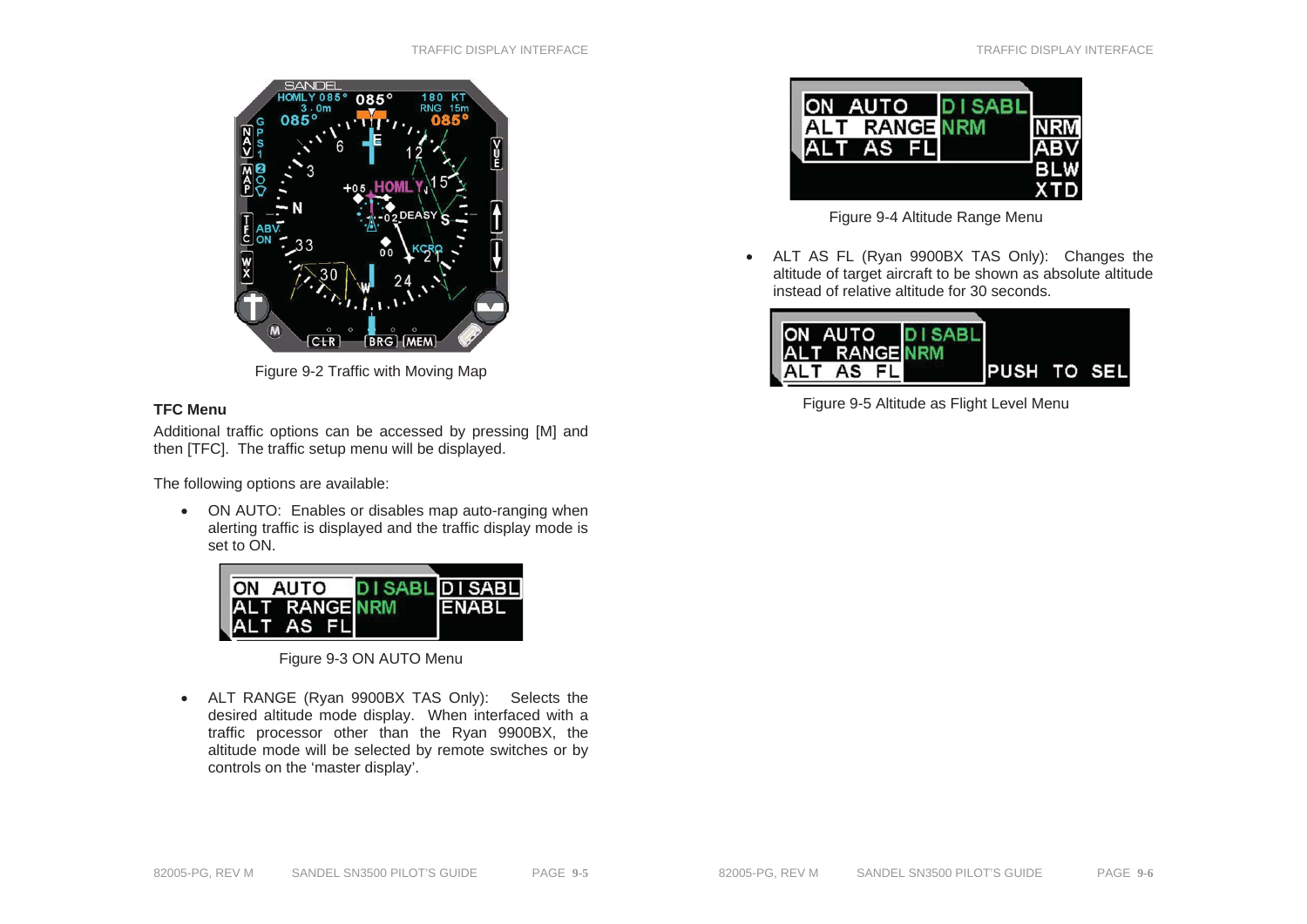Figure 9-2 Traffic with Moving Map

### TFC Menu

Additional traffic options can be accessed by pressing [M] and then [TFC]. The traffic setup menu will be displayed.

The following options are available:

- ON AUTO: Enables or disables map auto-ranging when alerting traffic is displayed and the traffic display mode is set to ON.

Figure 9-3 ON AUTO Menu

- ALT RANGE (Ryan 9900BX TAS Only): Selects the desired altitude mode display. When interfaced with a traffic processor other than the Ryan 9900BX, the altitude mode will be selected by remote switches or by controls on the 'master display'.

Figure 9-4 Altitude Range Menu

- ALT AS FL (Ryan 9900BX TAS Only): Changes the altitude of target aircraft to be shown as absolute altitude instead of relative altitude for 30 seconds.

Figure 9-5 Altitude as Flight Level Menu